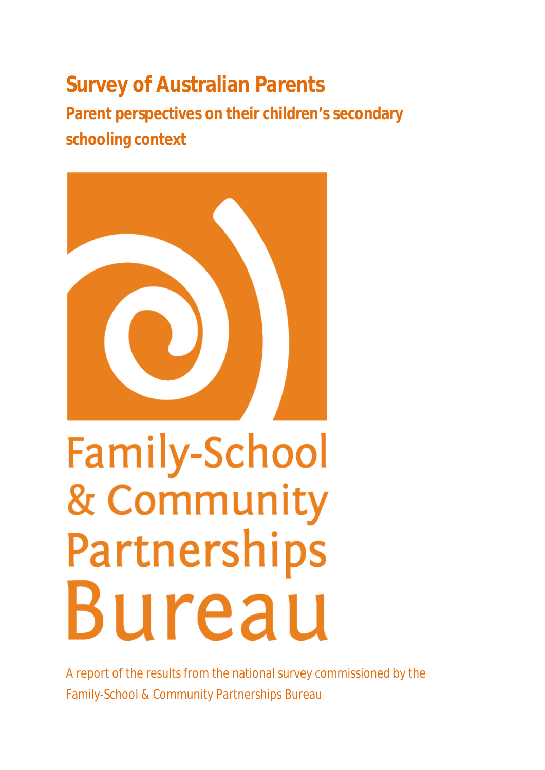# Survey of Australian Parents

## Parent perspectives on their children's secondary schooling context

Family-School & Community Partnerships Bureau

A report of the results from the national survey commissioned by the Family-School & Community Partnerships Bureau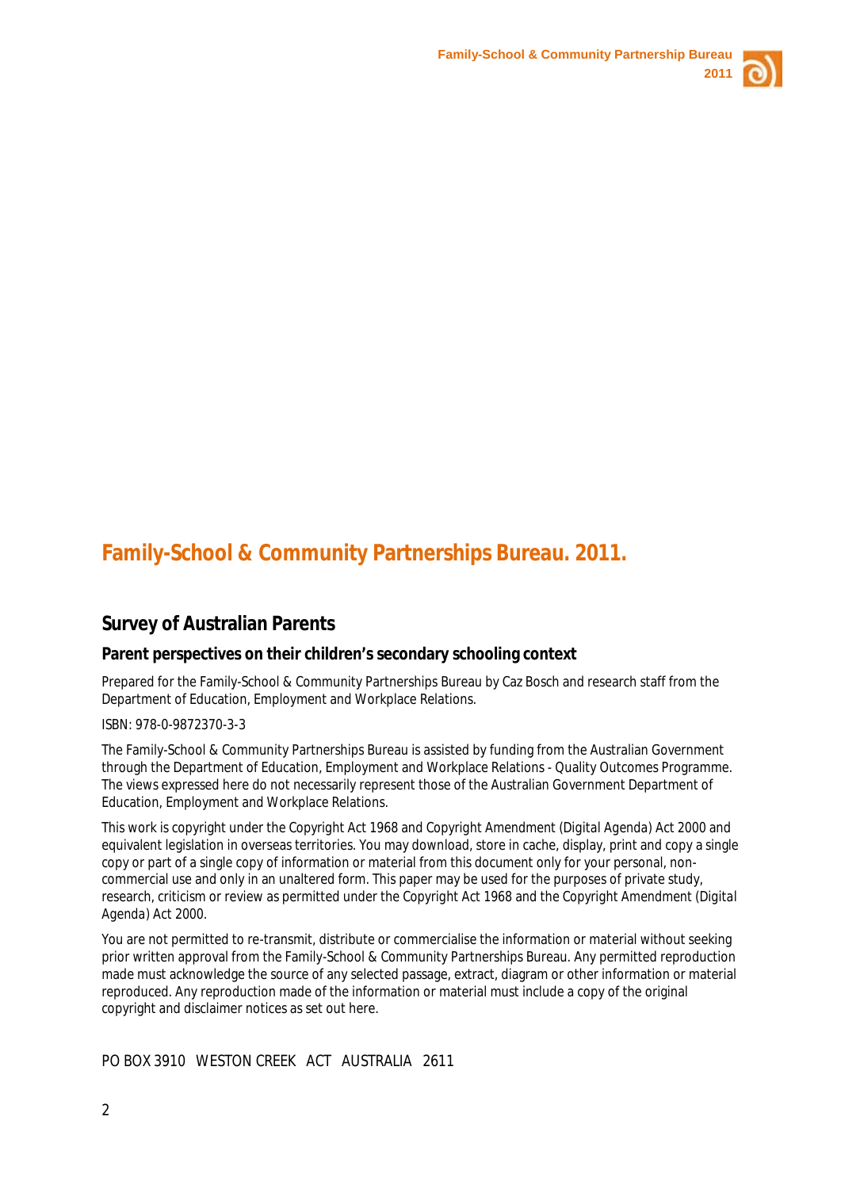# Family-School & Community Partnerships Bureau. 2011.

## Survey of Australian Parents

### Parent perspectives on their children's secondary schooling context

Prepared for the Family-School & Community Partnerships Bureau by Caz Bosch and research staff from the Department of Education, Employment and Workplace Relations.

ISBN: 978-0-9872370-3-3

The Family-School & Community Partnerships Bureau is assisted by funding from the Australian Government through the Department of Education, Employment and Workplace Relations - Quality Outcomes Programme. The views expressed here do not necessarily represent those of the Australian Government Department of Education, Employment and Workplace Relations.

This work is copyright under the Copyright Act 1968 and Copyright Amendment (Digital Agenda) Act 2000 and equivalent legislation in overseas territories. You may download, store in cache, display, print and copy a single copy or part of a single copy of information or material from this document only for your personal, non-commercial use and only in an unaltered form. This paper may be used for the purposes of private study, research, criticism or review as permitted under the Copyright Act 1968 and the Copyright Amendment (Digital Agenda) Act 2000.

You are not permitted to re-transmit, distribute or commercialise the information or material without seeking prior written approval from the Family-School & Community Partnerships Bureau. Any permitted reproduction made must acknowledge the source of any selected passage, extract, diagram or other information or material reproduced. Any reproduction made of the information or material must include a copy of the original copyright and disclaimer notices as set out here.

PO BOX 3910 WESTON CREEK ACT AUSTRALIA 2611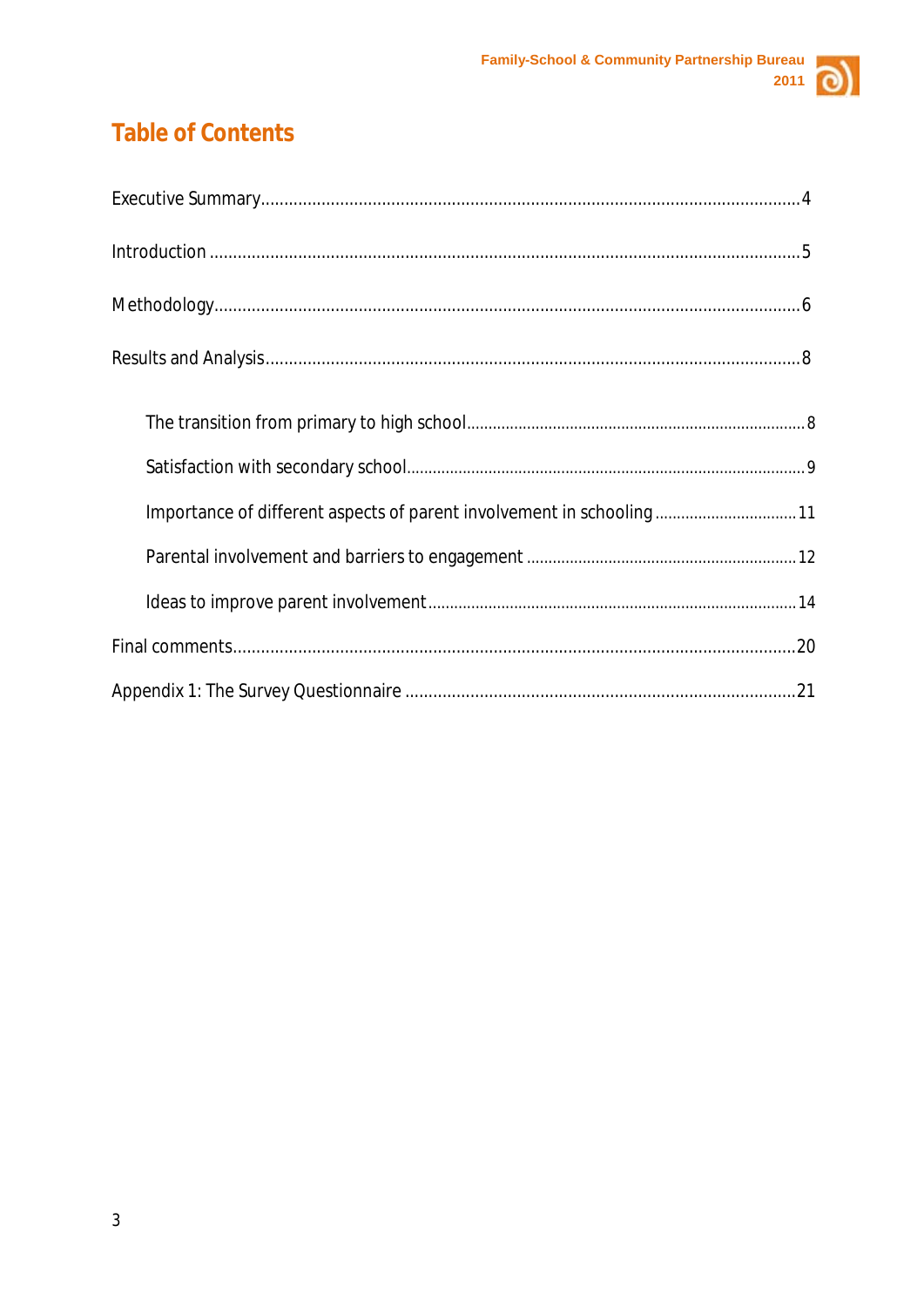# Table of Contents

Executive Summary....................................................................................................................4

Introduction ..............................................................................................................................5

Methodology.............................................................................................................................6

Results and Analysis..................................................................................................................8

- The transition from primary to high school..............................................................................8
- Satisfaction with secondary school..........................................................................................9
- Importance of different aspects of parent involvement in schooling ................................11
- Parental involvement and barriers to engagement ..............................................................12
- Ideas to improve parent involvement.....................................................................................14

Final comments.......................................................................................................................20

Appendix 1: The Survey Questionnaire ....................................................................................21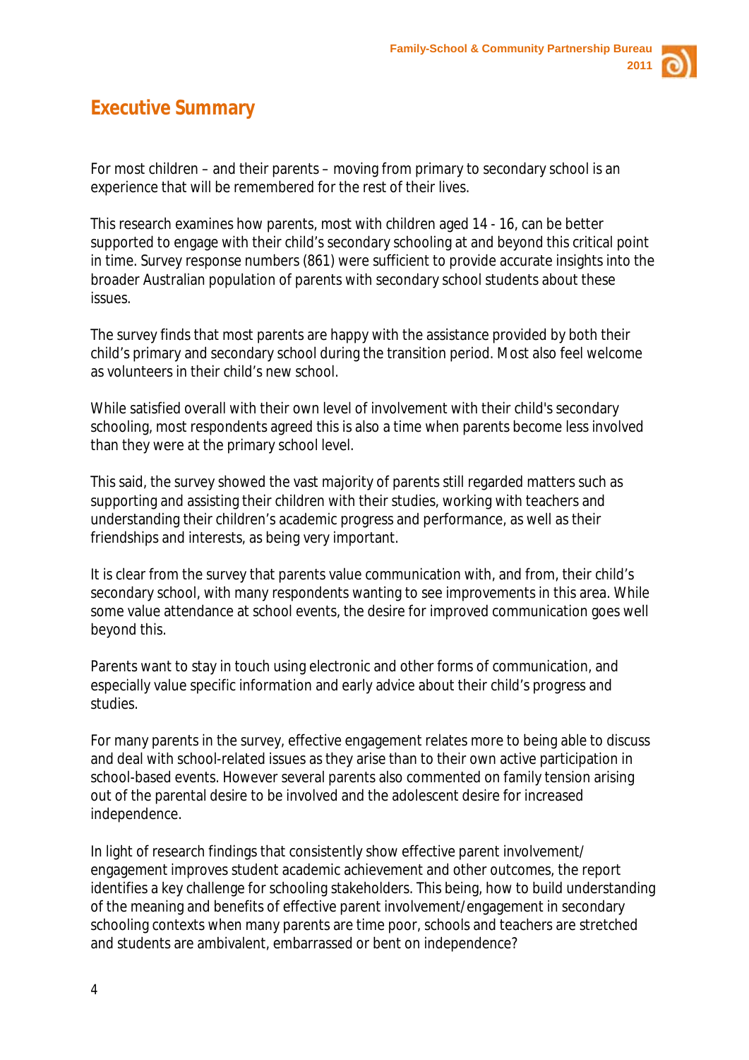# Executive Summary

For most children – and their parents – moving from primary to secondary school is an experience that will be remembered for the rest of their lives.

This research examines how parents, most with children aged 14 - 16, can be better supported to engage with their child's secondary schooling at and beyond this critical point in time. Survey response numbers (861) were sufficient to provide accurate insights into the broader Australian population of parents with secondary school students about these issues.

The survey finds that most parents are happy with the assistance provided by both their child's primary and secondary school during the transition period. Most also feel welcome as volunteers in their child's new school.

While satisfied overall with their own level of involvement with their child's secondary schooling, most respondents agreed this is also a time when parents become less involved than they were at the primary school level.

This said, the survey showed the vast majority of parents still regarded matters such as supporting and assisting their children with their studies, working with teachers and understanding their children's academic progress and performance, as well as their friendships and interests, as being very important.

It is clear from the survey that parents value communication with, and from, their child's secondary school, with many respondents wanting to see improvements in this area. While some value attendance at school events, the desire for improved communication goes well beyond this.

Parents want to stay in touch using electronic and other forms of communication, and especially value specific information and early advice about their child's progress and studies.

For many parents in the survey, effective engagement relates more to being able to discuss and deal with school-related issues as they arise than to their own active participation in school-based events. However several parents also commented on family tension arising out of the parental desire to be involved and the adolescent desire for increased independence.

In light of research findings that consistently show effective parent involvement/ engagement improves student academic achievement and other outcomes, the report identifies a key challenge for schooling stakeholders. This being, how to build understanding of the meaning and benefits of effective parent involvement/engagement in secondary schooling contexts when many parents are time poor, schools and teachers are stretched and students are ambivalent, embarrassed or bent on independence?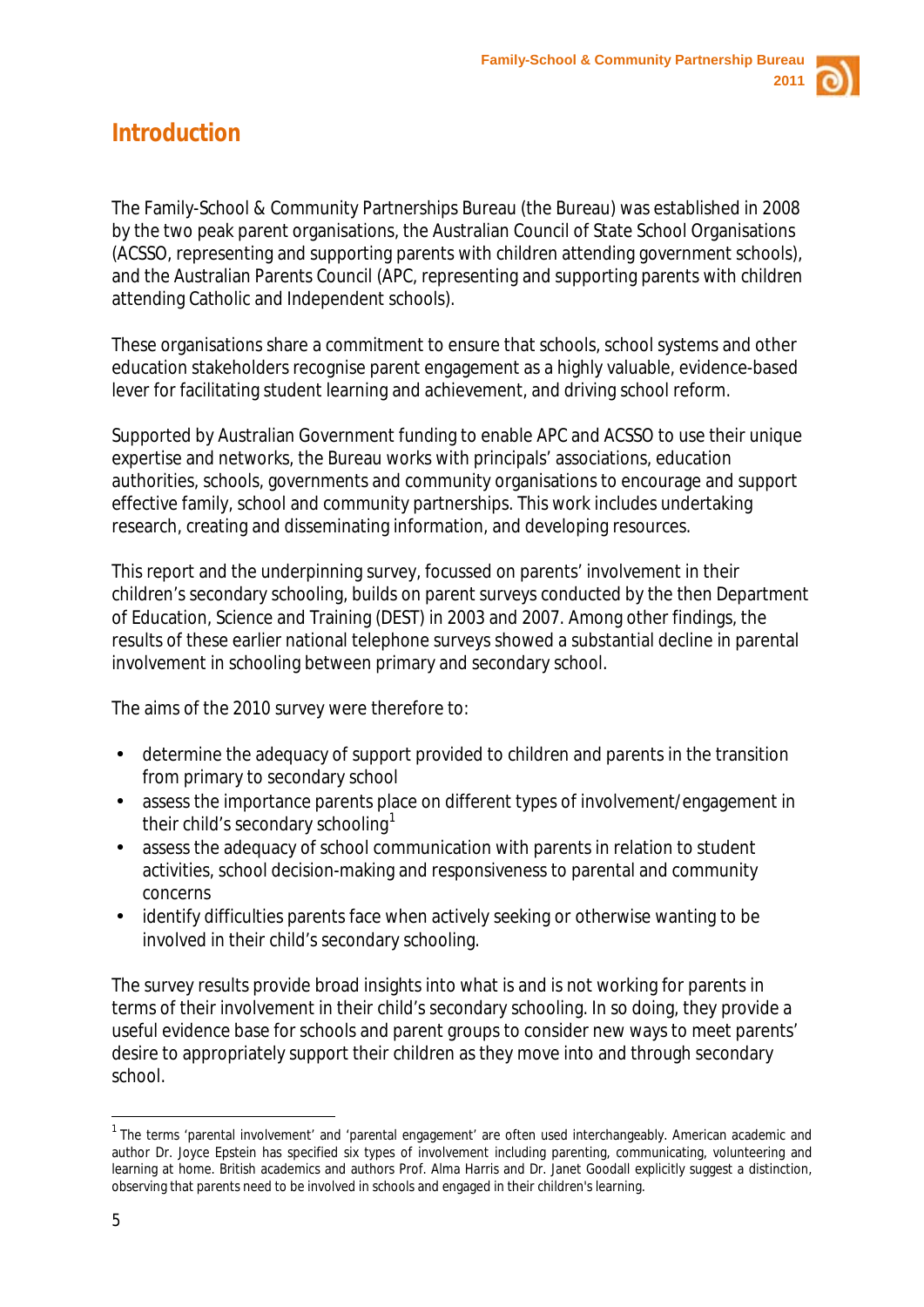# Introduction

The Family-School & Community Partnerships Bureau (the Bureau) was established in 2008 by the two peak parent organisations, the Australian Council of State School Organisations (ACSSO, representing and supporting parents with children attending government schools), and the Australian Parents Council (APC, representing and supporting parents with children attending Catholic and Independent schools).

These organisations share a commitment to ensure that schools, school systems and other education stakeholders recognise parent engagement as a highly valuable, evidence-based lever for facilitating student learning and achievement, and driving school reform.

Supported by Australian Government funding to enable APC and ACSSO to use their unique expertise and networks, the Bureau works with principals' associations, education authorities, schools, governments and community organisations to encourage and support effective family, school and community partnerships. This work includes undertaking research, creating and disseminating information, and developing resources.

This report and the underpinning survey, focussed on parents' involvement in their children's secondary schooling, builds on parent surveys conducted by the then Department of Education, Science and Training (DEST) in 2003 and 2007. Among other findings, the results of these earlier national telephone surveys showed a substantial decline in parental involvement in schooling between primary and secondary school.

The aims of the 2010 survey were therefore to:

- determine the adequacy of support provided to children and parents in the transition from primary to secondary school
- assess the importance parents place on different types of involvement/engagement in their child's secondary schooling[1]
- assess the adequacy of school communication with parents in relation to student activities, school decision-making and responsiveness to parental and community concerns
- identify difficulties parents face when actively seeking or otherwise wanting to be involved in their child's secondary schooling.

The survey results provide broad insights into what is and is not working for parents in terms of their involvement in their child's secondary schooling. In so doing, they provide a useful evidence base for schools and parent groups to consider new ways to meet parents' desire to appropriately support their children as they move into and through secondary school.

[1] The terms 'parental involvement' and 'parental engagement' are often used interchangeably. American academic and author Dr. Joyce Epstein has specified six types of involvement including parenting, communicating, volunteering and learning at home. British academics and authors Prof. Alma Harris and Dr. Janet Goodall explicitly suggest a distinction, observing that parents need to be involved in schools and engaged in their children's learning.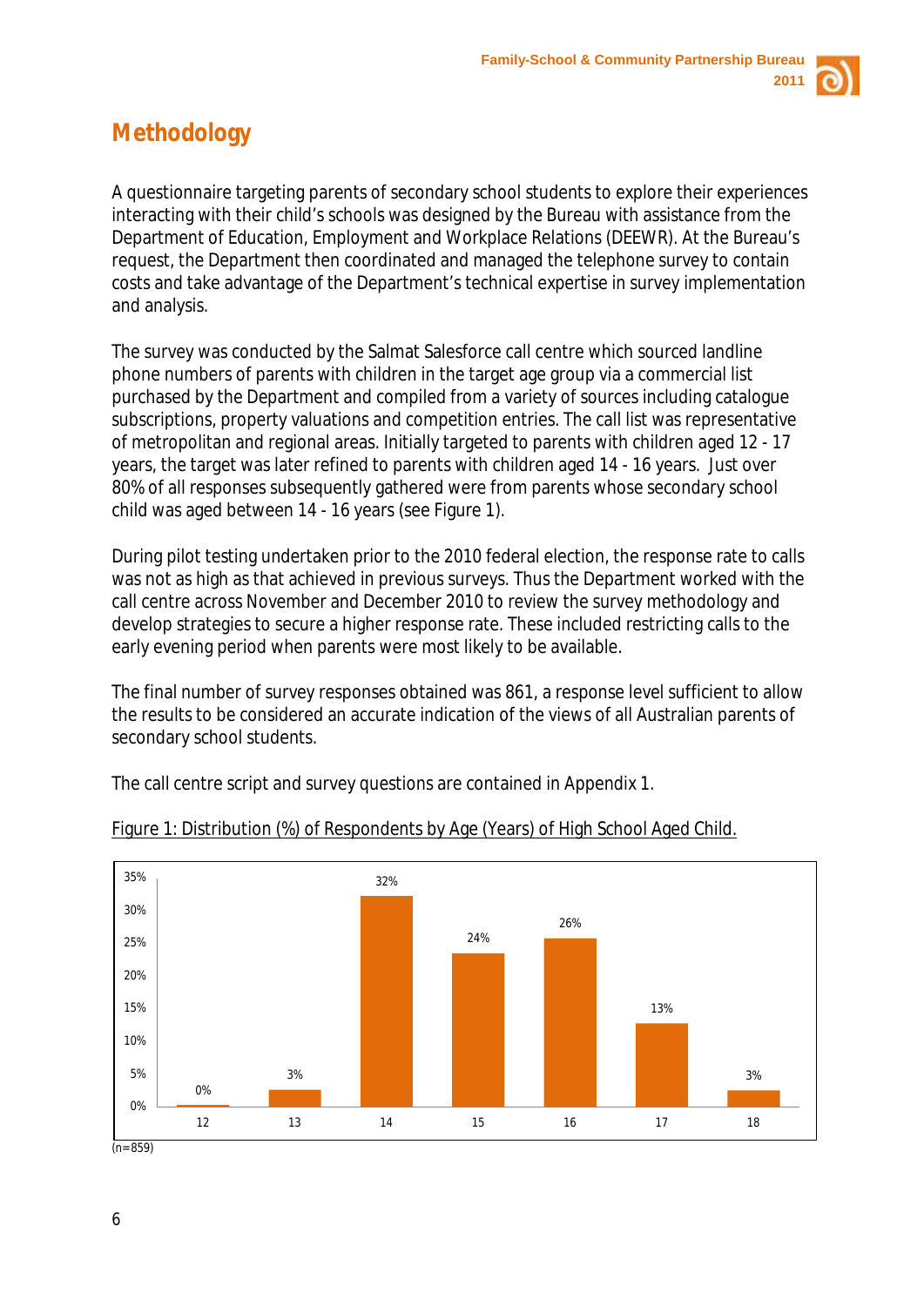# Methodology

A questionnaire targeting parents of secondary school students to explore their experiences interacting with their child's schools was designed by the Bureau with assistance from the Department of Education, Employment and Workplace Relations (DEEWR). At the Bureau's request, the Department then coordinated and managed the telephone survey to contain costs and take advantage of the Department's technical expertise in survey implementation and analysis.

The survey was conducted by the Salmat Salesforce call centre which sourced landline phone numbers of parents with children in the target age group via a commercial list purchased by the Department and compiled from a variety of sources including catalogue subscriptions, property valuations and competition entries. The call list was representative of metropolitan and regional areas. Initially targeted to parents with children aged 12 - 17 years, the target was later refined to parents with children aged 14 - 16 years. Just over 80% of all responses subsequently gathered were from parents whose secondary school child was aged between 14 - 16 years (see Figure 1).

During pilot testing undertaken prior to the 2010 federal election, the response rate to calls was not as high as that achieved in previous surveys. Thus the Department worked with the call centre across November and December 2010 to review the survey methodology and develop strategies to secure a higher response rate. These included restricting calls to the early evening period when parents were most likely to be available.

The final number of survey responses obtained was 861, a response level sufficient to allow the results to be considered an accurate indication of the views of all Australian parents of secondary school students.

The call centre script and survey questions are contained in Appendix 1.

Figure 1: Distribution (%) of Respondents by Age (Years) of High School Aged Child.

| Age (Years) | 12 | 13 | 14 | 15 | 16 | 17 | 18 |
|---|---|---|---|---|---|---|---|
| % of Respondents | 0% | 3% | 32% | 24% | 26% | 13% | 3% |

(n=859)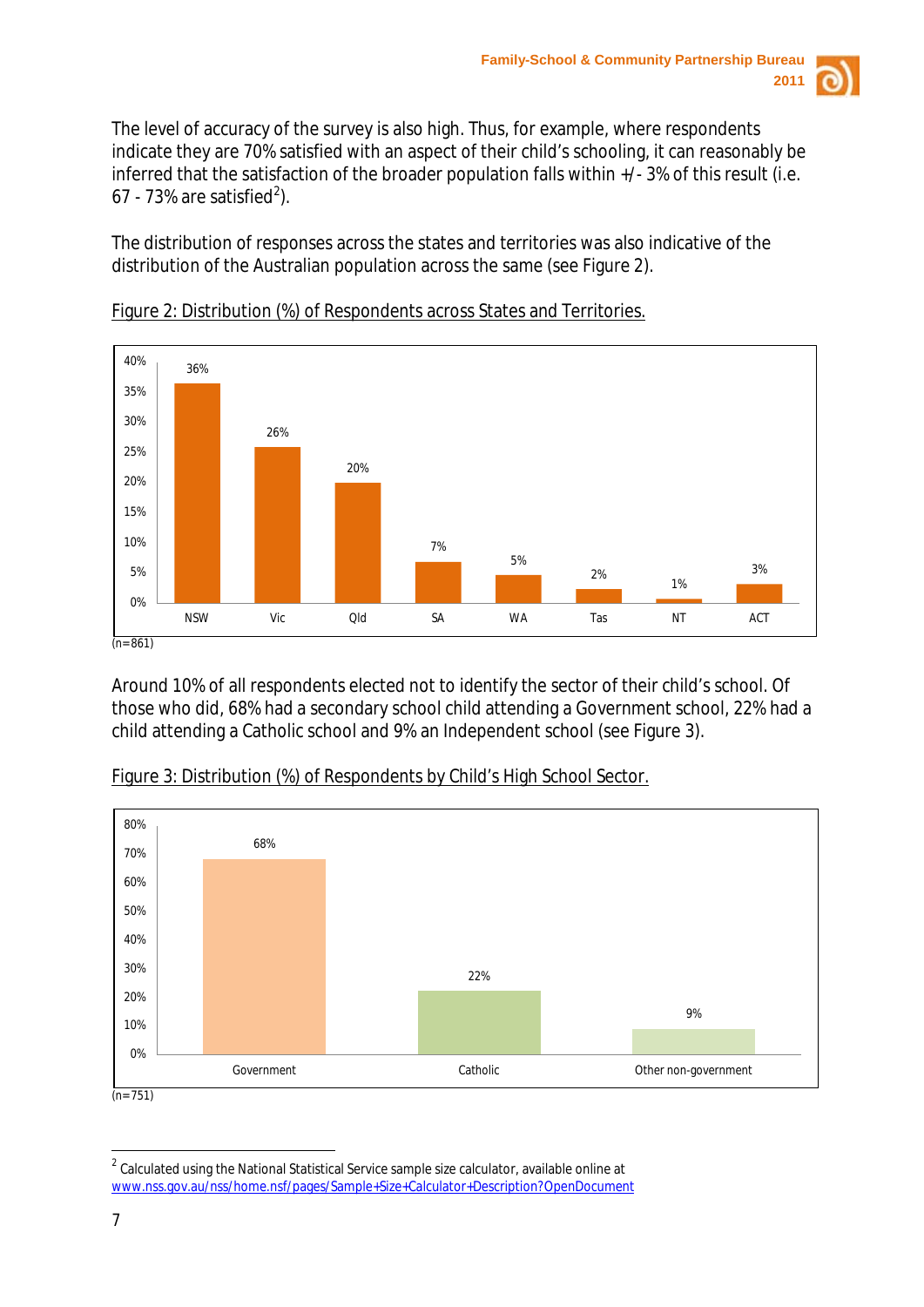The level of accuracy of the survey is also high. Thus, for example, where respondents indicate they are 70% satisfied with an aspect of their child's schooling, it can reasonably be inferred that the satisfaction of the broader population falls within +/- 3% of this result (i.e. 67 - 73% are satisfied[2]).

The distribution of responses across the states and territories was also indicative of the distribution of the Australian population across the same (see Figure 2).

Figure 2: Distribution (%) of Respondents across States and Territories.

| State/Territory | % |
|---|---|
| NSW | 36% |
| Vic | 26% |
| Qld | 20% |
| SA | 7% |
| WA | 5% |
| Tas | 2% |
| NT | 1% |
| ACT | 3% |

(n=861)

Around 10% of all respondents elected not to identify the sector of their child's school. Of those who did, 68% had a secondary school child attending a Government school, 22% had a child attending a Catholic school and 9% an Independent school (see Figure 3).

Figure 3: Distribution (%) of Respondents by Child's High School Sector.

| Sector | % |
|---|---|
| Government | 68% |
| Catholic | 22% |
| Other non-government | 9% |

(n=751)

[2] Calculated using the National Statistical Service sample size calculator, available online at www.nss.gov.au/nss/home.nsf/pages/Sample+Size+Calculator+Description?OpenDocument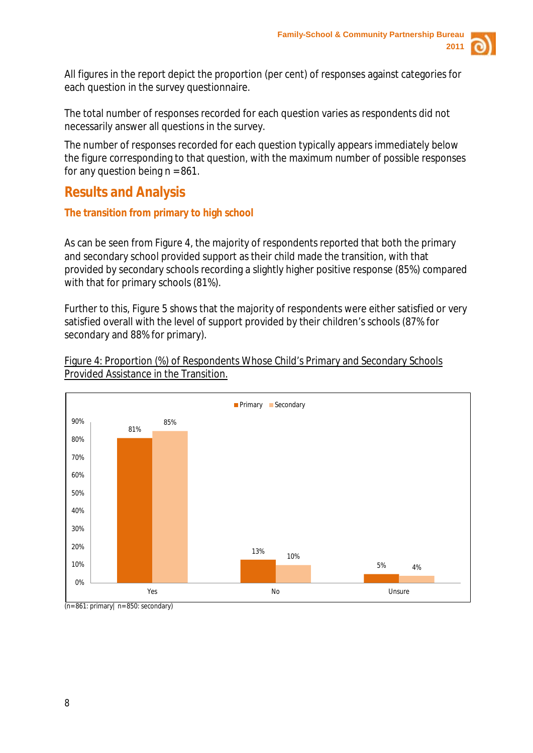All figures in the report depict the proportion (per cent) of responses against categories for each question in the survey questionnaire.

The total number of responses recorded for each question varies as respondents did not necessarily answer all questions in the survey.

The number of responses recorded for each question typically appears immediately below the figure corresponding to that question, with the maximum number of possible responses for any question being n = 861.

## Results and Analysis

### The transition from primary to high school

As can be seen from Figure 4, the majority of respondents reported that both the primary and secondary school provided support as their child made the transition, with that provided by secondary schools recording a slightly higher positive response (85%) compared with that for primary schools (81%).

Further to this, Figure 5 shows that the majority of respondents were either satisfied or very satisfied overall with the level of support provided by their children's schools (87% for secondary and 88% for primary).

Figure 4: Proportion (%) of Respondents Whose Child's Primary and Secondary Schools Provided Assistance in the Transition.

| | Primary | Secondary |
|---|---|---|
| Yes | 81% | 85% |
| No | 13% | 10% |
| Unsure | 5% | 4% |

(n=861: primary| n=850: secondary)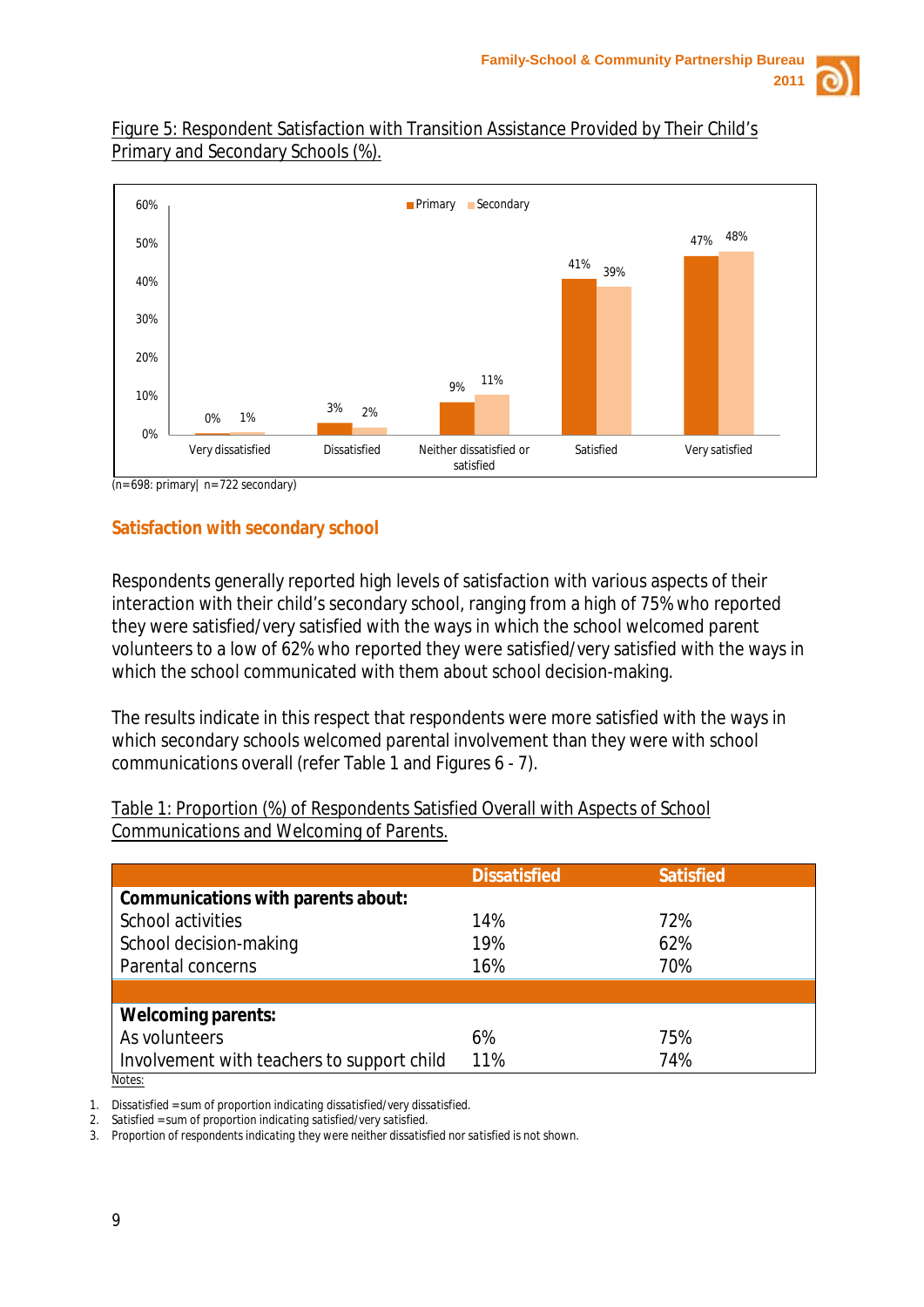Figure 5: Respondent Satisfaction with Transition Assistance Provided by Their Child's Primary and Secondary Schools (%).

| | Primary | Secondary |
|---|---|---|
| Very dissatisfied | 0% | 1% |
| Dissatisfied | 3% | 2% |
| Neither dissatisfied or satisfied | 9% | 11% |
| Satisfied | 41% | 39% |
| Very satisfied | 47% | 48% |

(n=698: primary| n=722 secondary)

## Satisfaction with secondary school

Respondents generally reported high levels of satisfaction with various aspects of their interaction with their child's secondary school, ranging from a high of 75% who reported they were satisfied/very satisfied with the ways in which the school welcomed parent volunteers to a low of 62% who reported they were satisfied/very satisfied with the ways in which the school communicated with them about school decision-making.

The results indicate in this respect that respondents were more satisfied with the ways in which secondary schools welcomed parental involvement than they were with school communications overall (refer Table 1 and Figures 6 - 7).

Table 1: Proportion (%) of Respondents Satisfied Overall with Aspects of School Communications and Welcoming of Parents.

| | Dissatisfied | Satisfied |
|---|---|---|
| **Communications with parents about:** | | |
| School activities | 14% | 72% |
| School decision-making | 19% | 62% |
| Parental concerns | 16% | 70% |
| | | |
| **Welcoming parents:** | | |
| As volunteers | 6% | 75% |
| Involvement with teachers to support child | 11% | 74% |

Notes:

1. Dissatisfied = sum of proportion indicating dissatisfied/very dissatisfied.
2. Satisfied = sum of proportion indicating satisfied/very satisfied.
3. Proportion of respondents indicating they were neither dissatisfied nor satisfied is not shown.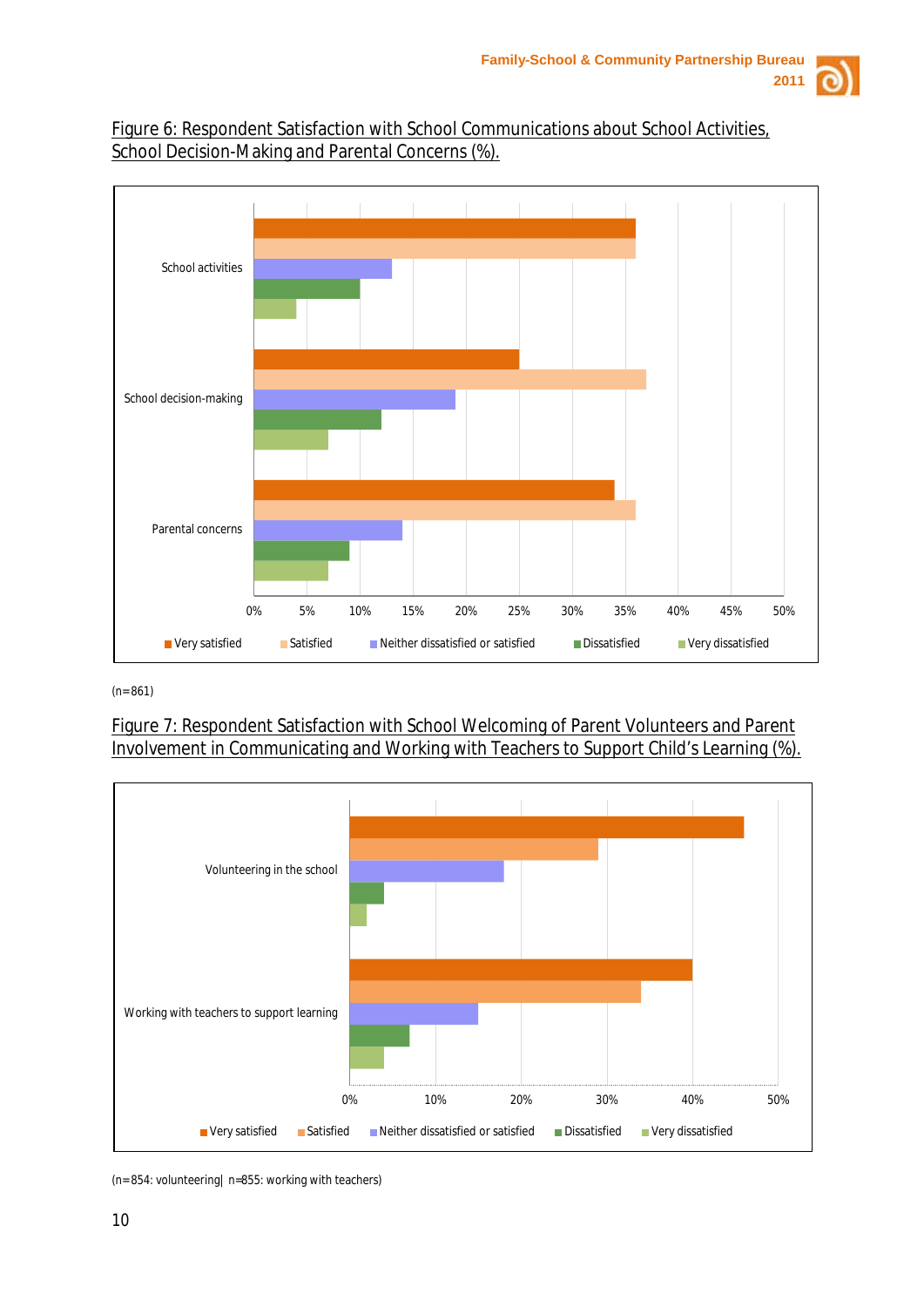Figure 6: Respondent Satisfaction with School Communications about School Activities, School Decision-Making and Parental Concerns (%).

(n=861)

Figure 7: Respondent Satisfaction with School Welcoming of Parent Volunteers and Parent Involvement in Communicating and Working with Teachers to Support Child's Learning (%).

(n=854: volunteering| n=855: working with teachers)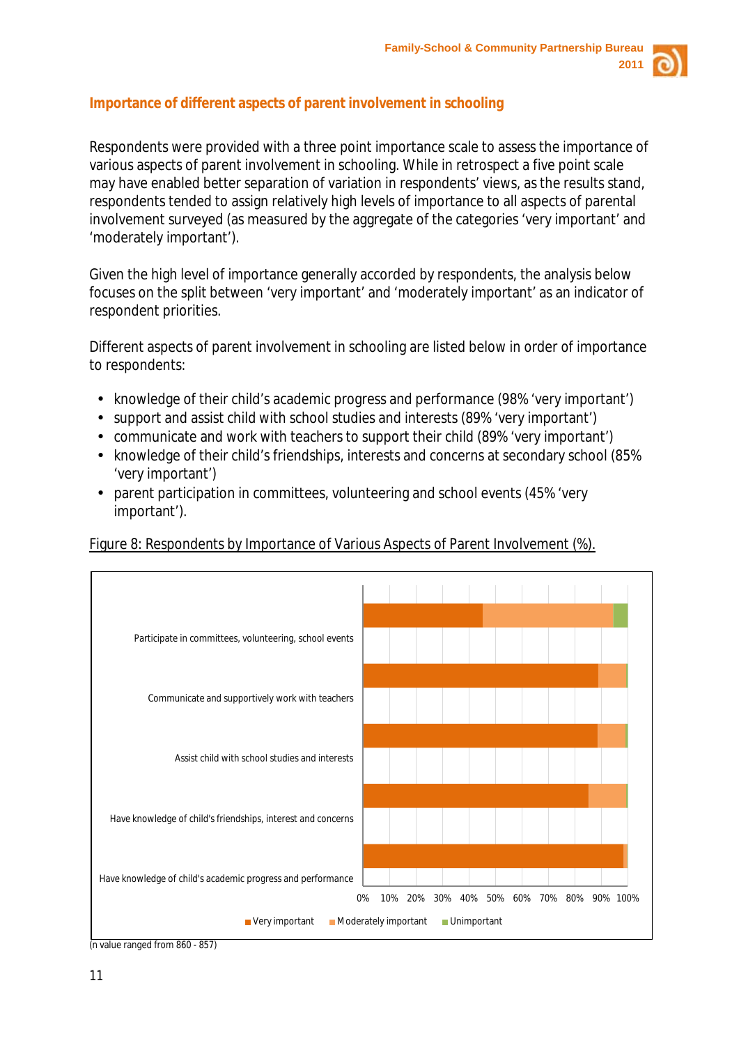## Importance of different aspects of parent involvement in schooling

Respondents were provided with a three point importance scale to assess the importance of various aspects of parent involvement in schooling. While in retrospect a five point scale may have enabled better separation of variation in respondents' views, as the results stand, respondents tended to assign relatively high levels of importance to all aspects of parental involvement surveyed (as measured by the aggregate of the categories 'very important' and 'moderately important').

Given the high level of importance generally accorded by respondents, the analysis below focuses on the split between 'very important' and 'moderately important' as an indicator of respondent priorities.

Different aspects of parent involvement in schooling are listed below in order of importance to respondents:

- knowledge of their child's academic progress and performance (98% 'very important')
- support and assist child with school studies and interests (89% 'very important')
- communicate and work with teachers to support their child (89% 'very important')
- knowledge of their child's friendships, interests and concerns at secondary school (85% 'very important')
- parent participation in committees, volunteering and school events (45% 'very important').

Figure 8: Respondents by Importance of Various Aspects of Parent Involvement (%).

Participate in committees, volunteering, school events

Communicate and supportively work with teachers

Assist child with school studies and interests

Have knowledge of child's friendships, interest and concerns

Have knowledge of child's academic progress and performance

0% 10% 20% 30% 40% 50% 60% 70% 80% 90% 100%

■ Very important ■ Moderately important ■ Unimportant

(n value ranged from 860 - 857)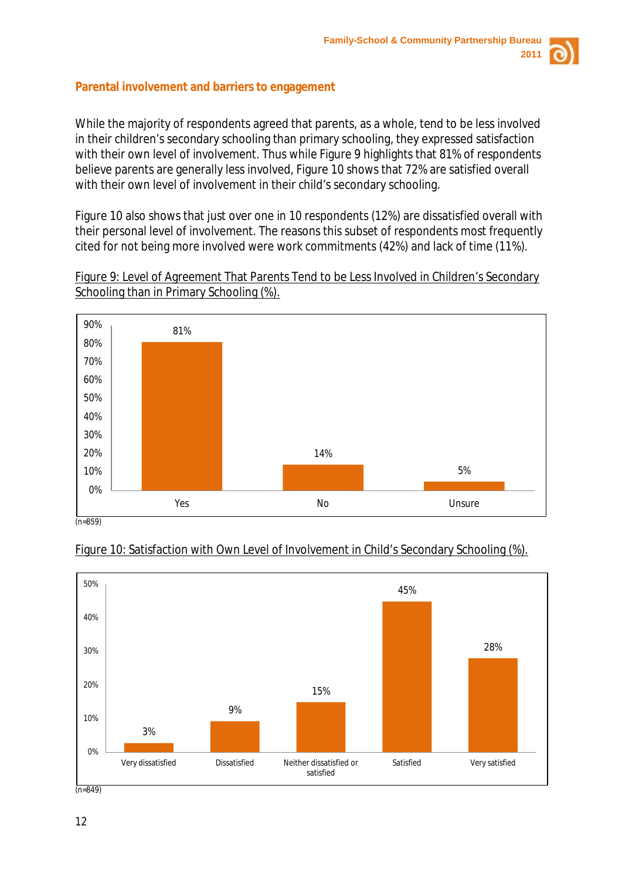## Parental involvement and barriers to engagement

While the majority of respondents agreed that parents, as a whole, tend to be less involved in their children's secondary schooling than primary schooling, they expressed satisfaction with their own level of involvement. Thus while Figure 9 highlights that 81% of respondents believe parents are generally less involved, Figure 10 shows that 72% are satisfied overall with their own level of involvement in their child's secondary schooling.

Figure 10 also shows that just over one in 10 respondents (12%) are dissatisfied overall with their personal level of involvement. The reasons this subset of respondents most frequently cited for not being more involved were work commitments (42%) and lack of time (11%).

Figure 9: Level of Agreement That Parents Tend to be Less Involved in Children's Secondary Schooling than in Primary Schooling (%).

| Response | % |
|---|---|
| Yes | 81% |
| No | 14% |
| Unsure | 5% |

(n=859)

Figure 10: Satisfaction with Own Level of Involvement in Child's Secondary Schooling (%).

| Response | % |
|---|---|
| Very dissatisfied | 3% |
| Dissatisfied | 9% |
| Neither dissatisfied or satisfied | 15% |
| Satisfied | 45% |
| Very satisfied | 28% |

(n=849)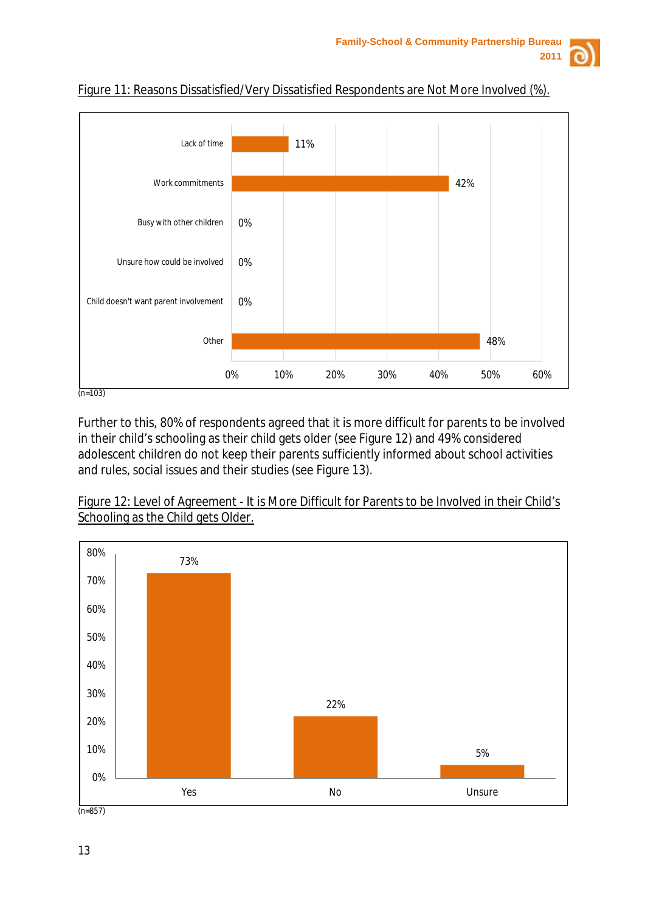Figure 11: Reasons Dissatisfied/Very Dissatisfied Respondents are Not More Involved (%).

| Reason | % |
|---|---|
| Lack of time | 11% |
| Work commitments | 42% |
| Busy with other children | 0% |
| Unsure how could be involved | 0% |
| Child doesn't want parent involvement | 0% |
| Other | 48% |

(n=103)

Further to this, 80% of respondents agreed that it is more difficult for parents to be involved in their child's schooling as their child gets older (see Figure 12) and 49% considered adolescent children do not keep their parents sufficiently informed about school activities and rules, social issues and their studies (see Figure 13).

Figure 12: Level of Agreement - It is More Difficult for Parents to be Involved in their Child's Schooling as the Child gets Older.

| Response | % |
|---|---|
| Yes | 73% |
| No | 22% |
| Unsure | 5% |

(n=857)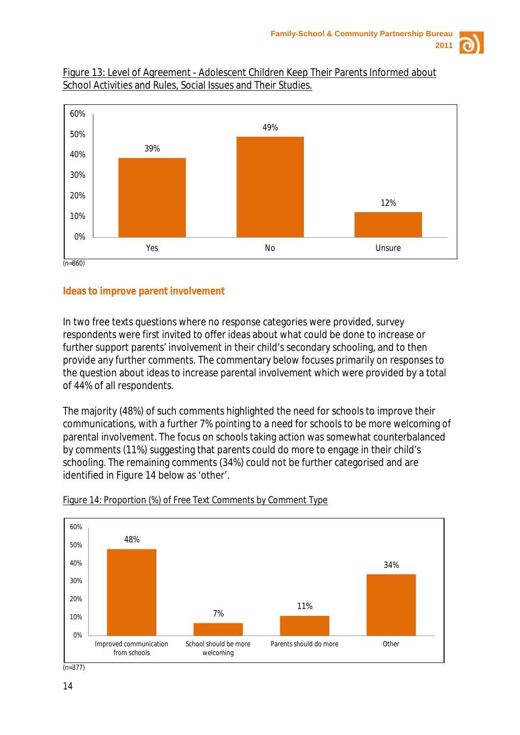Figure 13: Level of Agreement - Adolescent Children Keep Their Parents Informed about School Activities and Rules, Social Issues and Their Studies.

| Response | % |
| --- | --- |
| Yes | 39% |
| No | 49% |
| Unsure | 12% |

(n=860)

## Ideas to improve parent involvement

In two free texts questions where no response categories were provided, survey respondents were first invited to offer ideas about what could be done to increase or further support parents' involvement in their child's secondary schooling, and to then provide any further comments. The commentary below focuses primarily on responses to the question about ideas to increase parental involvement which were provided by a total of 44% of all respondents.

The majority (48%) of such comments highlighted the need for schools to improve their communications, with a further 7% pointing to a need for schools to be more welcoming of parental involvement. The focus on schools taking action was somewhat counterbalanced by comments (11%) suggesting that parents could do more to engage in their child's schooling. The remaining comments (34%) could not be further categorised and are identified in Figure 14 below as 'other'.

Figure 14: Proportion (%) of Free Text Comments by Comment Type

| Comment Type | % |
| --- | --- |
| Improved communication from schools | 48% |
| School should be more welcoming | 7% |
| Parents should do more | 11% |
| Other | 34% |

(n=377)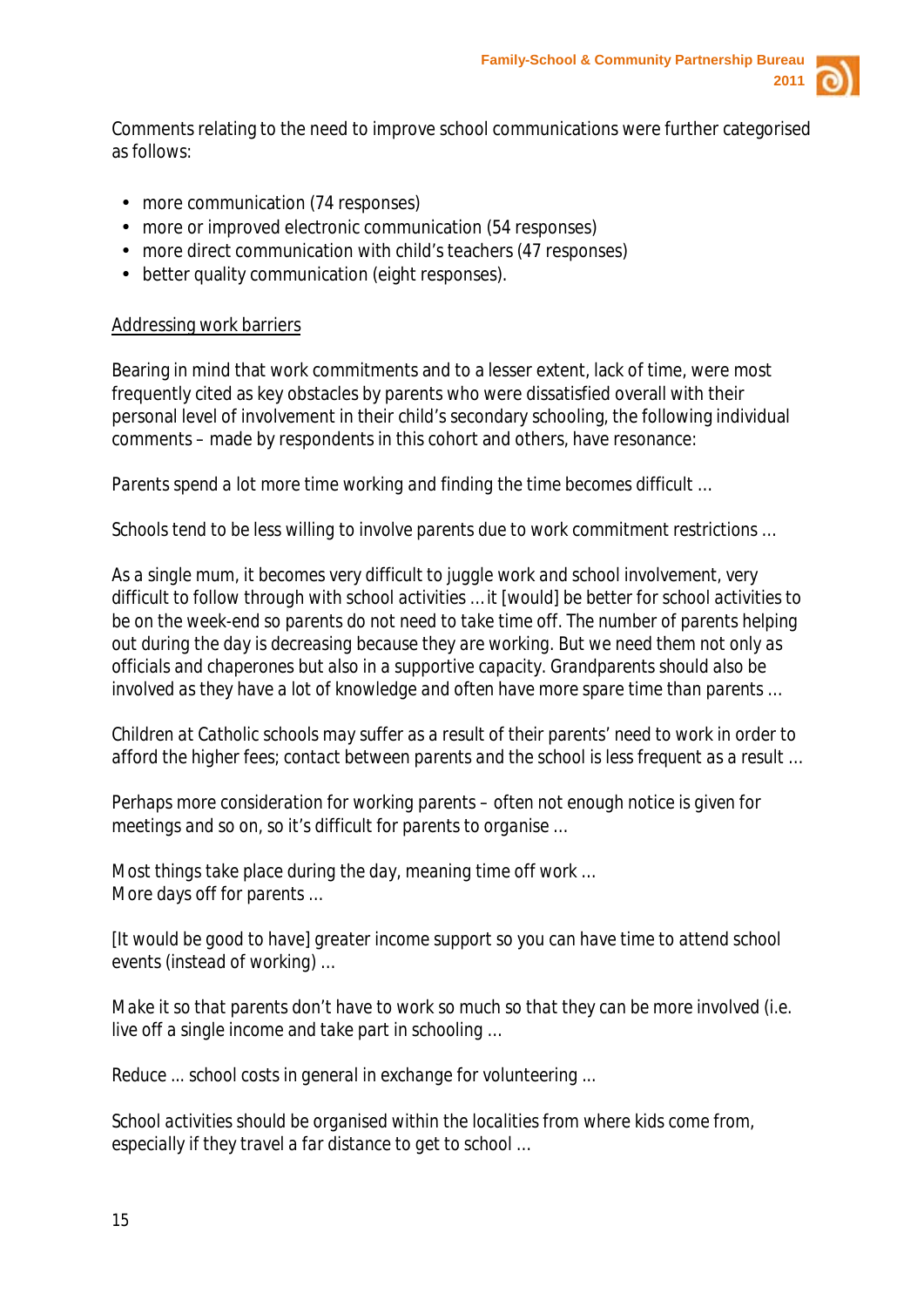Comments relating to the need to improve school communications were further categorised as follows:

- more communication (74 responses)
- more or improved electronic communication (54 responses)
- more direct communication with child's teachers (47 responses)
- better quality communication (eight responses).

<u>Addressing work barriers</u>

Bearing in mind that work commitments and to a lesser extent, lack of time, were most frequently cited as key obstacles by parents who were dissatisfied overall with their personal level of involvement in their child's secondary schooling, the following individual comments – made by respondents in this cohort and others, have resonance:

Parents spend a lot more time working and finding the time becomes difficult ...

Schools tend to be less willing to involve parents due to work commitment restrictions ...

As a single mum, it becomes very difficult to juggle work and school involvement, very difficult to follow through with school activities ... it [would] be better for school activities to be on the week-end so parents do not need to take time off. The number of parents helping out during the day is decreasing because they are working. But we need them not only as officials and chaperones but also in a supportive capacity. Grandparents should also be involved as they have a lot of knowledge and often have more spare time than parents ...

Children at Catholic schools may suffer as a result of their parents' need to work in order to afford the higher fees; contact between parents and the school is less frequent as a result ...

Perhaps more consideration for working parents – often not enough notice is given for meetings and so on, so it's difficult for parents to organise ...

Most things take place during the day, meaning time off work ...
More days off for parents ...

[It would be good to have] greater income support so you can have time to attend school events (instead of working) ...

Make it so that parents don't have to work so much so that they can be more involved (i.e. live off a single income and take part in schooling ...

Reduce ... school costs in general in exchange for volunteering ...

School activities should be organised within the localities from where kids come from, especially if they travel a far distance to get to school ...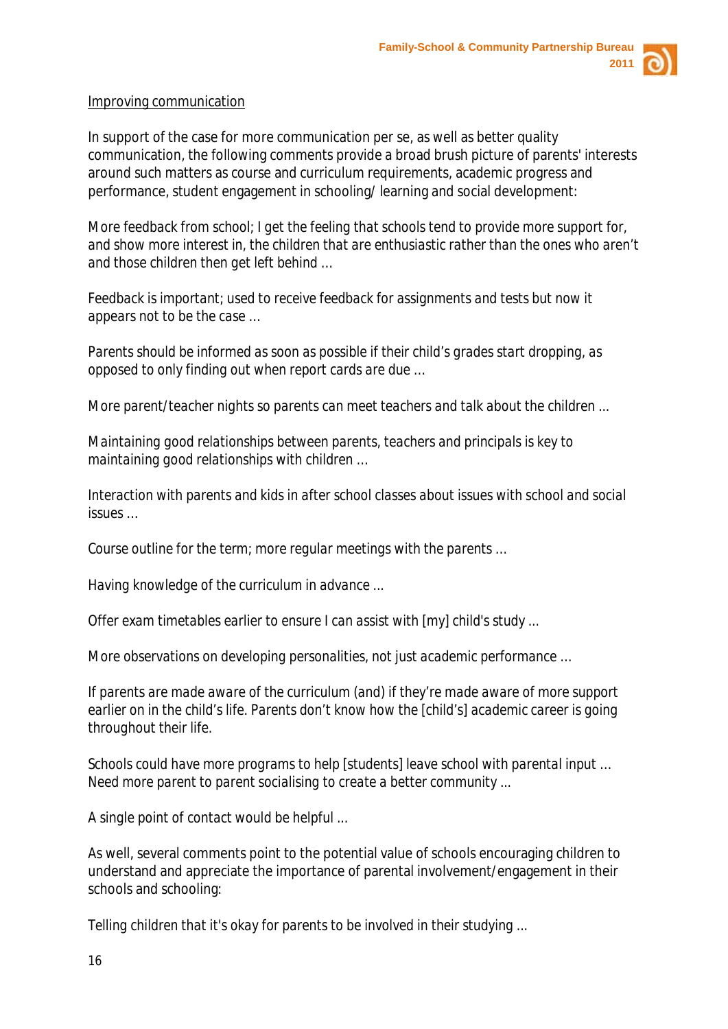Improving communication

In support of the case for more communication per se, as well as better quality communication, the following comments provide a broad brush picture of parents' interests around such matters as course and curriculum requirements, academic progress and performance, student engagement in schooling/ learning and social development:

*More feedback from school; I get the feeling that schools tend to provide more support for, and show more interest in, the children that are enthusiastic rather than the ones who aren't and those children then get left behind …*

*Feedback is important; used to receive feedback for assignments and tests but now it appears not to be the case …*

*Parents should be informed as soon as possible if their child's grades start dropping, as opposed to only finding out when report cards are due …*

*More parent/teacher nights so parents can meet teachers and talk about the children …*

*Maintaining good relationships between parents, teachers and principals is key to maintaining good relationships with children …*

*Interaction with parents and kids in after school classes about issues with school and social issues …*

*Course outline for the term; more regular meetings with the parents …*

*Having knowledge of the curriculum in advance …*

*Offer exam timetables earlier to ensure I can assist with [my] child's study …*

*More observations on developing personalities, not just academic performance …*

*If parents are made aware of the curriculum (and) if they're made aware of more support earlier on in the child's life. Parents don't know how the [child's] academic career is going throughout their life.*

*Schools could have more programs to help [students] leave school with parental input … Need more parent to parent socialising to create a better community …*

*A single point of contact would be helpful …*

As well, several comments point to the potential value of schools encouraging children to understand and appreciate the importance of parental involvement/engagement in their schools and schooling:

*Telling children that it's okay for parents to be involved in their studying …*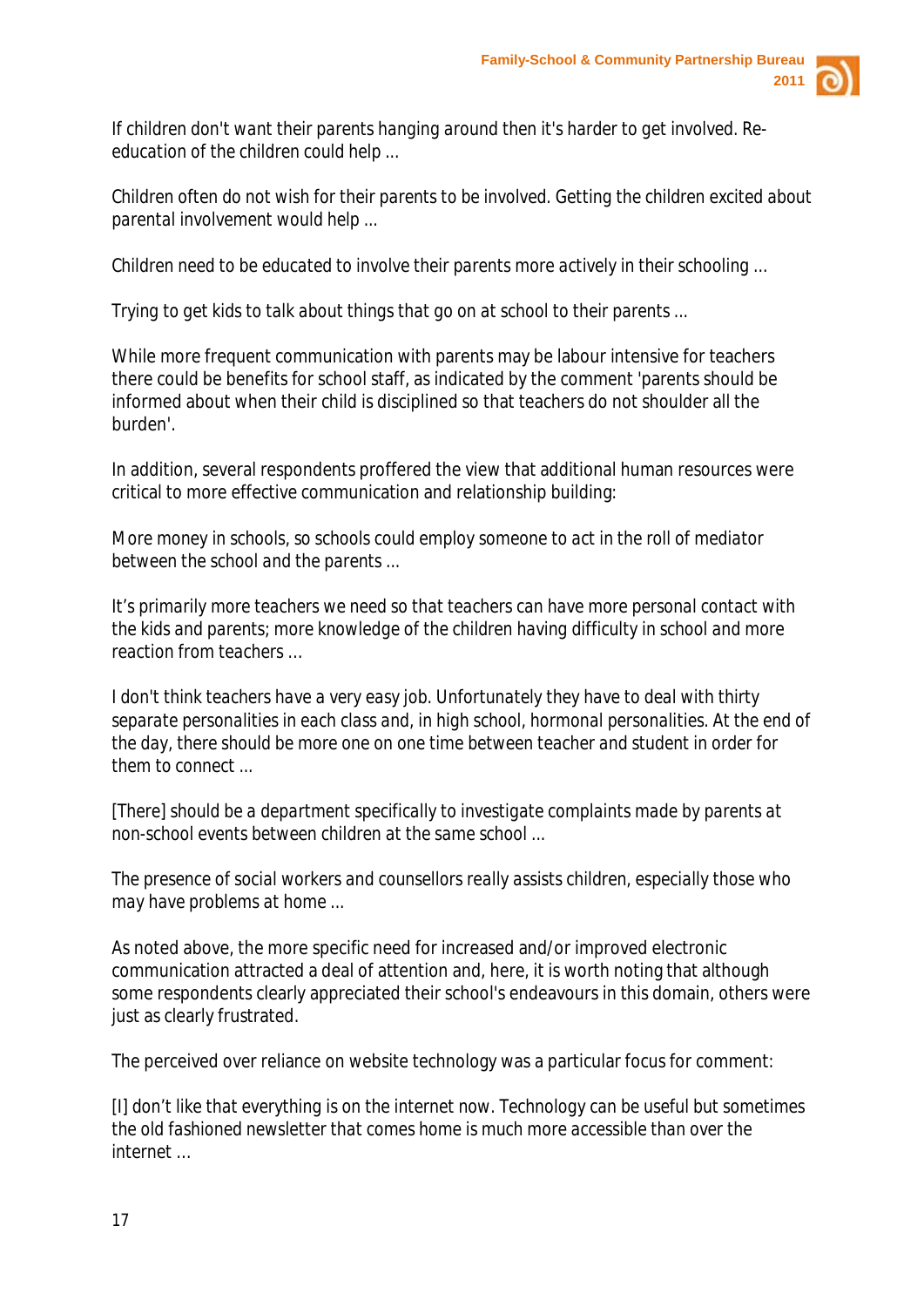If children don't want their parents hanging around then it's harder to get involved. Re-education of the children could help ...

Children often do not wish for their parents to be involved. Getting the children excited about parental involvement would help ...

Children need to be educated to involve their parents more actively in their schooling ...

Trying to get kids to talk about things that go on at school to their parents ...

While more frequent communication with parents may be labour intensive for teachers there could be benefits for school staff, as indicated by the comment 'parents should be informed about when their child is disciplined so that teachers do not shoulder all the burden'.

In addition, several respondents proffered the view that additional human resources were critical to more effective communication and relationship building:

More money in schools, so schools could employ someone to act in the roll of mediator between the school and the parents ...

It's primarily more teachers we need so that teachers can have more personal contact with the kids and parents; more knowledge of the children having difficulty in school and more reaction from teachers ...

I don't think teachers have a very easy job. Unfortunately they have to deal with thirty separate personalities in each class and, in high school, hormonal personalities. At the end of the day, there should be more one on one time between teacher and student in order for them to connect ...

[There] should be a department specifically to investigate complaints made by parents at non-school events between children at the same school ...

The presence of social workers and counsellors really assists children, especially those who may have problems at home ...

As noted above, the more specific need for increased and/or improved electronic communication attracted a deal of attention and, here, it is worth noting that although some respondents clearly appreciated their school's endeavours in this domain, others were just as clearly frustrated.

The perceived over reliance on website technology was a particular focus for comment:

[I] don't like that everything is on the internet now. Technology can be useful but sometimes the old fashioned newsletter that comes home is much more accessible than over the internet ...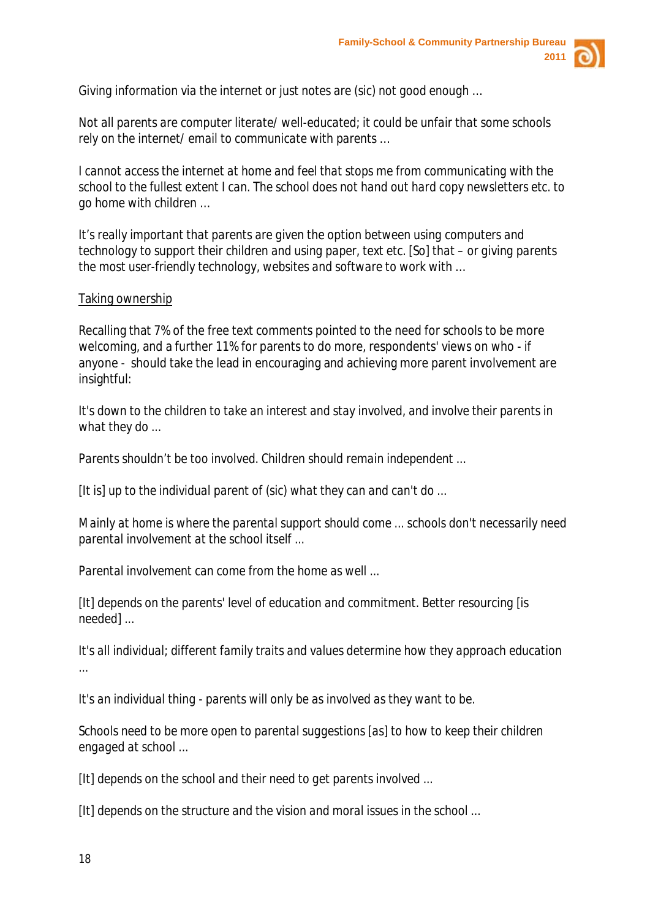Giving information via the internet or just notes are (sic) not good enough ...

Not all parents are computer literate/ well-educated; it could be unfair that some schools rely on the internet/ email to communicate with parents ...

I cannot access the internet at home and feel that stops me from communicating with the school to the fullest extent I can. The school does not hand out hard copy newsletters etc. to go home with children ...

It's really important that parents are given the option between using computers and technology to support their children and using paper, text etc. [So] that – or giving parents the most user-friendly technology, websites and software to work with ...

<u>Taking ownership</u>

Recalling that 7% of the free text comments pointed to the need for schools to be more welcoming, and a further 11% for parents to do more, respondents' views on who - if anyone - should take the lead in encouraging and achieving more parent involvement are insightful:

It's down to the children to take an interest and stay involved, and involve their parents in what they do ...

Parents shouldn't be too involved. Children should remain independent ...

[It is] up to the individual parent of (sic) what they can and can't do ...

Mainly at home is where the parental support should come ... schools don't necessarily need parental involvement at the school itself ...

Parental involvement can come from the home as well ...

[It] depends on the parents' level of education and commitment. Better resourcing [is needed] ...

It's all individual; different family traits and values determine how they approach education ...

It's an individual thing - parents will only be as involved as they want to be.

Schools need to be more open to parental suggestions [as] to how to keep their children engaged at school ...

[It] depends on the school and their need to get parents involved ...

[It] depends on the structure and the vision and moral issues in the school ...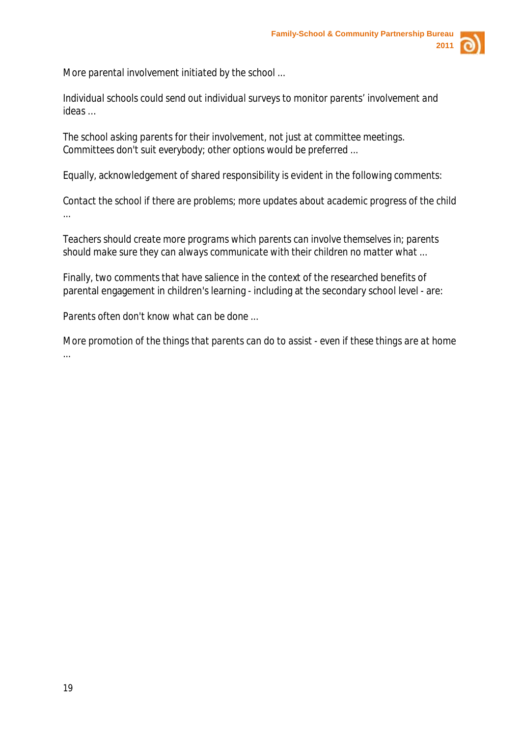More parental involvement initiated by the school ...

Individual schools could send out individual surveys to monitor parents' involvement and ideas ...

The school asking parents for their involvement, not just at committee meetings. Committees don't suit everybody; other options would be preferred ...

Equally, acknowledgement of shared responsibility is evident in the following comments:

Contact the school if there are problems; more updates about academic progress of the child ...

Teachers should create more programs which parents can involve themselves in; parents should make sure they can always communicate with their children no matter what ...

Finally, two comments that have salience in the context of the researched benefits of parental engagement in children's learning - including at the secondary school level - are:

Parents often don't know what can be done ...

More promotion of the things that parents can do to assist - even if these things are at home ...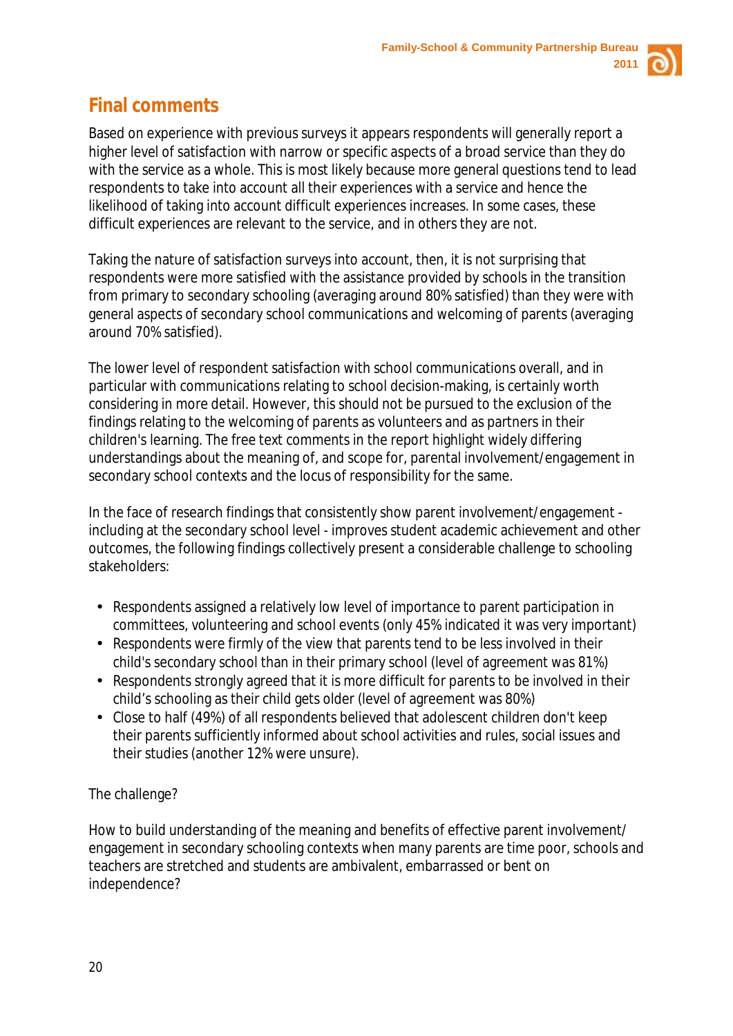## Final comments

Based on experience with previous surveys it appears respondents will generally report a higher level of satisfaction with narrow or specific aspects of a broad service than they do with the service as a whole. This is most likely because more general questions tend to lead respondents to take into account all their experiences with a service and hence the likelihood of taking into account difficult experiences increases. In some cases, these difficult experiences are relevant to the service, and in others they are not.

Taking the nature of satisfaction surveys into account, then, it is not surprising that respondents were more satisfied with the assistance provided by schools in the transition from primary to secondary schooling (averaging around 80% satisfied) than they were with general aspects of secondary school communications and welcoming of parents (averaging around 70% satisfied).

The lower level of respondent satisfaction with school communications overall, and in particular with communications relating to school decision-making, is certainly worth considering in more detail. However, this should not be pursued to the exclusion of the findings relating to the welcoming of parents as volunteers and as partners in their children's learning. The free text comments in the report highlight widely differing understandings about the meaning of, and scope for, parental involvement/engagement in secondary school contexts and the locus of responsibility for the same.

In the face of research findings that consistently show parent involvement/engagement - including at the secondary school level - improves student academic achievement and other outcomes, the following findings collectively present a considerable challenge to schooling stakeholders:

- Respondents assigned a relatively low level of importance to parent participation in committees, volunteering and school events (only 45% indicated it was very important)
- Respondents were firmly of the view that parents tend to be less involved in their child's secondary school than in their primary school (level of agreement was 81%)
- Respondents strongly agreed that it is more difficult for parents to be involved in their child's schooling as their child gets older (level of agreement was 80%)
- Close to half (49%) of all respondents believed that adolescent children don't keep their parents sufficiently informed about school activities and rules, social issues and their studies (another 12% were unsure).

The challenge?

How to build understanding of the meaning and benefits of effective parent involvement/ engagement in secondary schooling contexts when many parents are time poor, schools and teachers are stretched and students are ambivalent, embarrassed or bent on independence?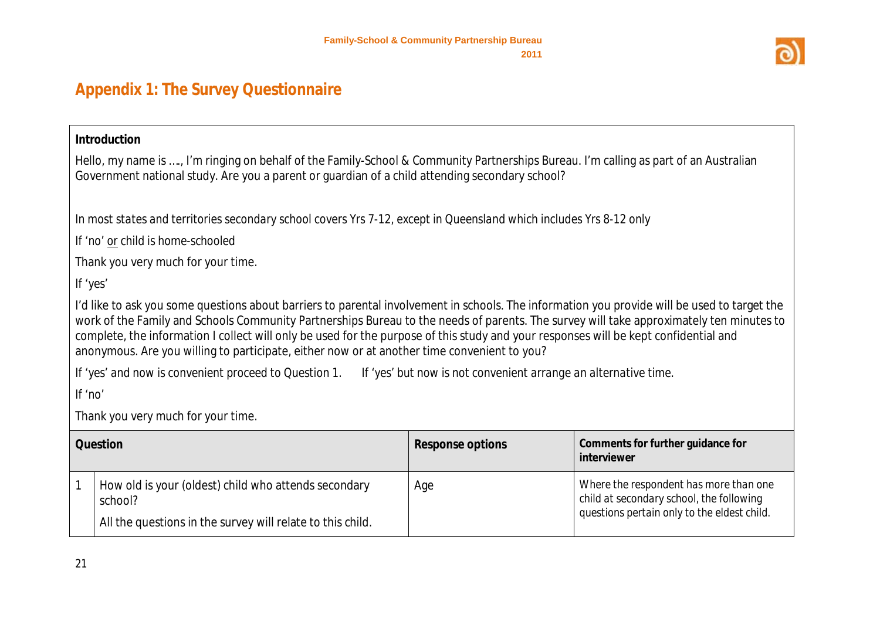## Appendix 1: The Survey Questionnaire

**Introduction**

Hello, my name is …., I'm ringing on behalf of the Family-School & Community Partnerships Bureau. I'm calling as part of an Australian Government national study. Are you a parent or guardian of a child attending secondary school?

*In most states and territories secondary school covers Yrs 7-12, except in Queensland which includes Yrs 8-12 only*

*If 'no' or child is home-schooled*

Thank you very much for your time.

*If 'yes'*

I'd like to ask you some questions about barriers to parental involvement in schools. The information you provide will be used to target the work of the Family and Schools Community Partnerships Bureau to the needs of parents. The survey will take approximately ten minutes to complete, the information I collect will only be used for the purpose of this study and your responses will be kept confidential and anonymous. Are you willing to participate, either now or at another time convenient to you?

*If 'yes' and now is convenient proceed to Question 1.* *If 'yes' but now is not convenient arrange an alternative time.*

*If 'no'*

Thank you very much for your time.

| | Question | Response options | Comments for further guidance for interviewer |
|---|---|---|---|
| 1 | How old is your (oldest) child who attends secondary school? All the questions in the survey will relate to this child. | Age | *Where the respondent has more than one child at secondary school, the following questions pertain only to the eldest child.* |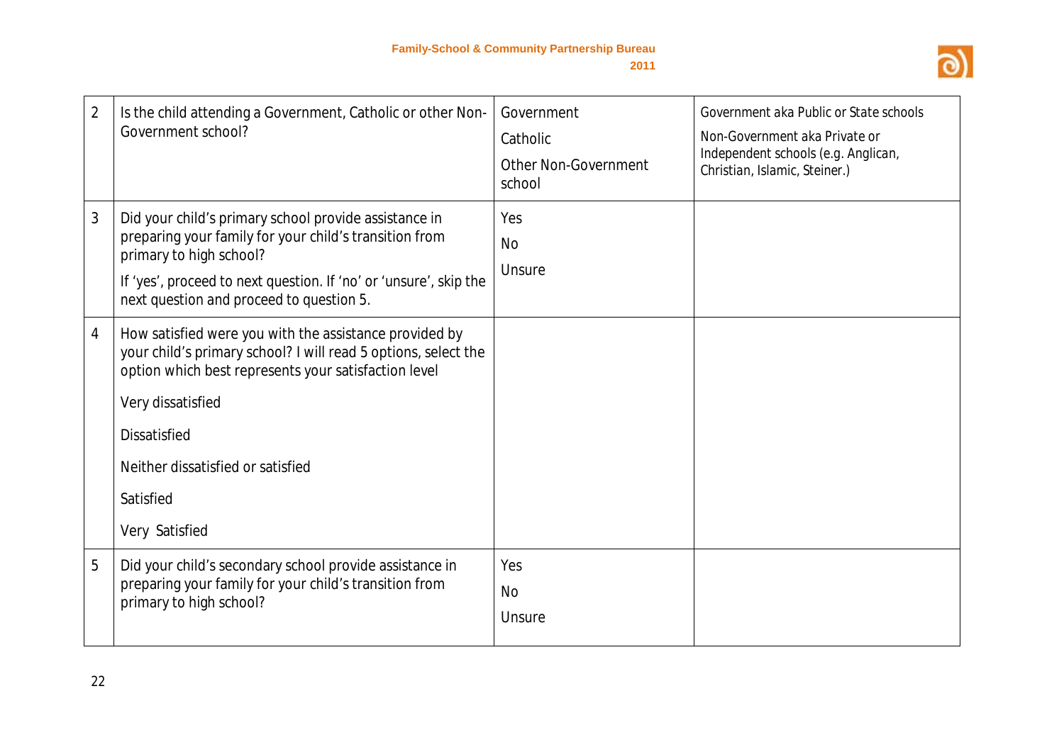| 2 | Is the child attending a Government, Catholic or other Non-Government school? | Government<br>Catholic<br>Other Non-Government school | Government aka Public or State schools<br>Non-Government aka Private or Independent schools (e.g. Anglican, Christian, Islamic, Steiner.) |
|---|---|---|---|
| 3 | Did your child's primary school provide assistance in preparing your family for your child's transition from primary to high school?<br>If 'yes', proceed to next question. If 'no' or 'unsure', skip the next question and proceed to question 5. | Yes<br>No<br>Unsure | |
| 4 | How satisfied were you with the assistance provided by your child's primary school? I will read 5 options, select the option which best represents your satisfaction level<br>Very dissatisfied<br>Dissatisfied<br>Neither dissatisfied or satisfied<br>Satisfied<br>Very Satisfied | | |
| 5 | Did your child's secondary school provide assistance in preparing your family for your child's transition from primary to high school? | Yes<br>No<br>Unsure | |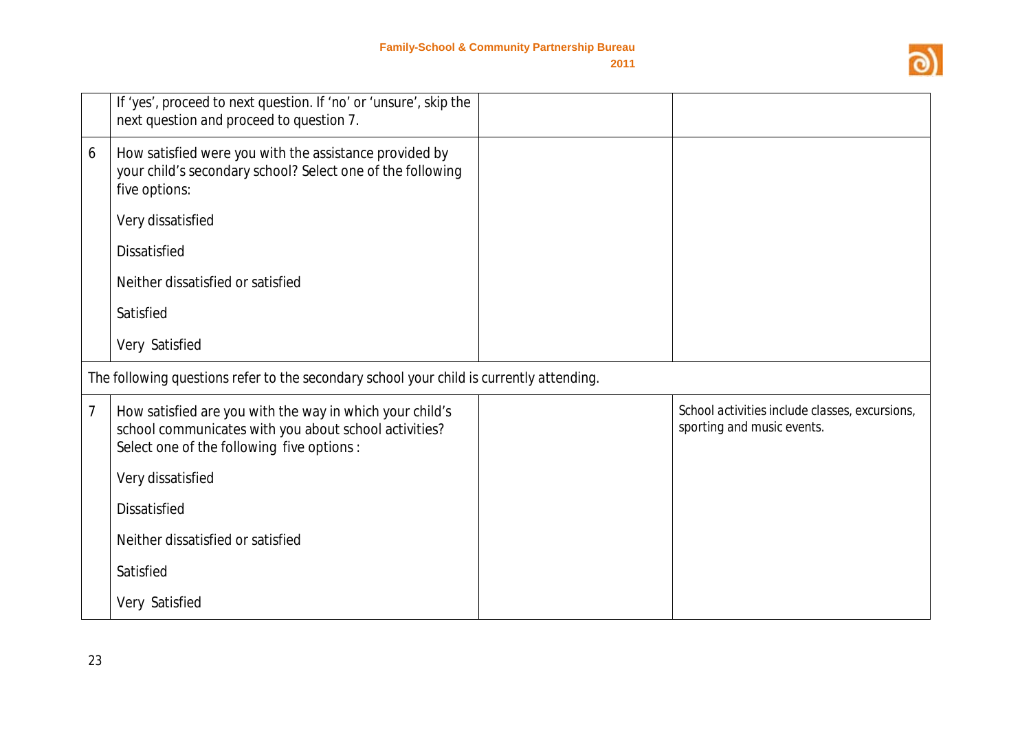| | | | |
|---|---|---|---|
| | If 'yes', proceed to next question. If 'no' or 'unsure', skip the next question and proceed to question 7. | | |
| 6 | How satisfied were you with the assistance provided by your child's secondary school? Select one of the following five options:<br><br>Very dissatisfied<br><br>Dissatisfied<br><br>Neither dissatisfied or satisfied<br><br>Satisfied<br><br>Very Satisfied | | |
| The following questions refer to the secondary school your child is currently attending. | | | |
| 7 | How satisfied are you with the way in which your child's school communicates with you about school activities? Select one of the following five options :<br><br>Very dissatisfied<br><br>Dissatisfied<br><br>Neither dissatisfied or satisfied<br><br>Satisfied<br><br>Very Satisfied | | School activities include classes, excursions, sporting and music events. |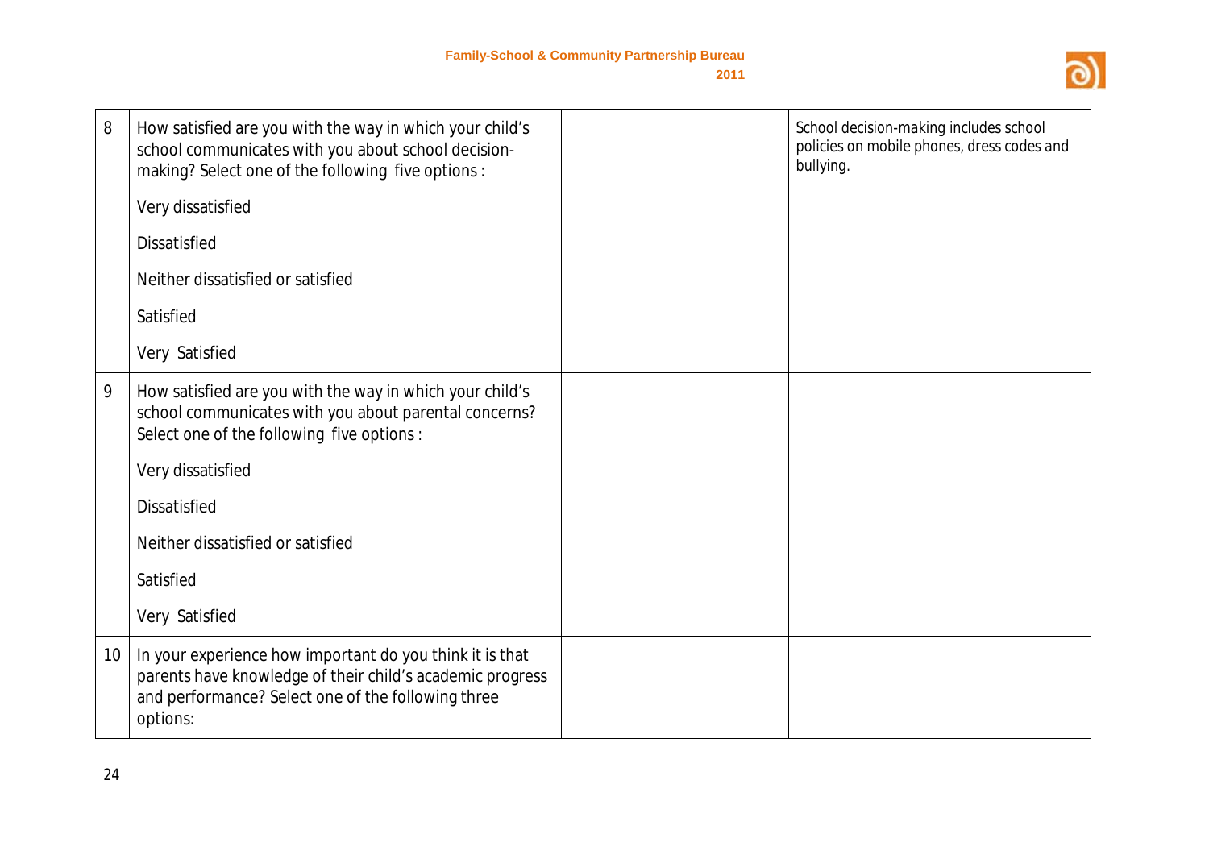| 8 | How satisfied are you with the way in which your child's school communicates with you about school decision-making? Select one of the following five options :<br><br>Very dissatisfied<br><br>Dissatisfied<br><br>Neither dissatisfied or satisfied<br><br>Satisfied<br><br>Very Satisfied | | School decision-making includes school policies on mobile phones, dress codes and bullying. |
|---|---|---|---|
| 9 | How satisfied are you with the way in which your child's school communicates with you about parental concerns? Select one of the following five options :<br><br>Very dissatisfied<br><br>Dissatisfied<br><br>Neither dissatisfied or satisfied<br><br>Satisfied<br><br>Very Satisfied | | |
| 10 | In your experience how important do you think it is that parents have knowledge of their child's academic progress and performance? Select one of the following three options: | | |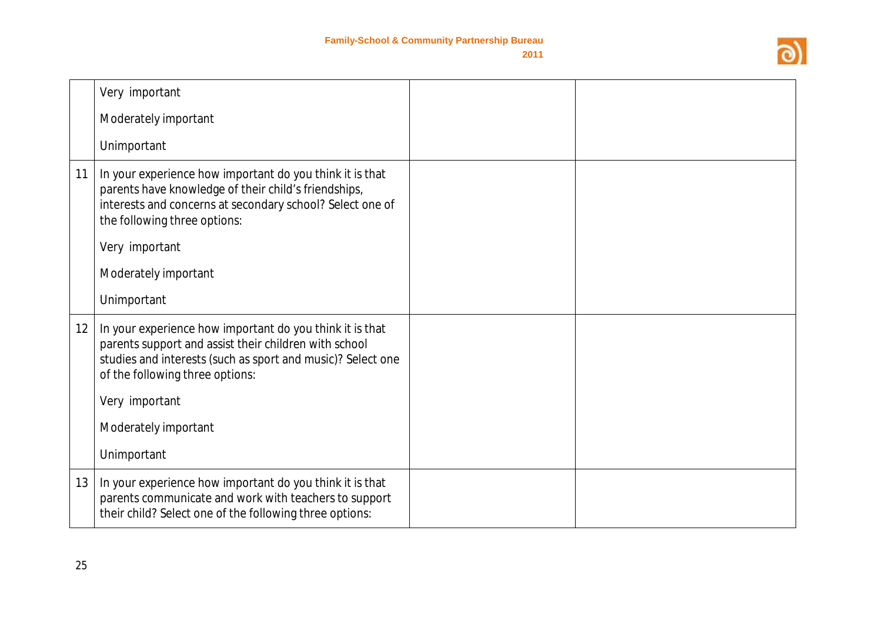| | | | |
|---|---|---|---|
| | Very important<br><br>Moderately important<br><br>Unimportant | | |
| 11 | In your experience how important do you think it is that parents have knowledge of their child's friendships, interests and concerns at secondary school? Select one of the following three options:<br><br>Very important<br><br>Moderately important<br><br>Unimportant | | |
| 12 | In your experience how important do you think it is that parents support and assist their children with school studies and interests (such as sport and music)? Select one of the following three options:<br><br>Very important<br><br>Moderately important<br><br>Unimportant | | |
| 13 | In your experience how important do you think it is that parents communicate and work with teachers to support their child? Select one of the following three options: | | |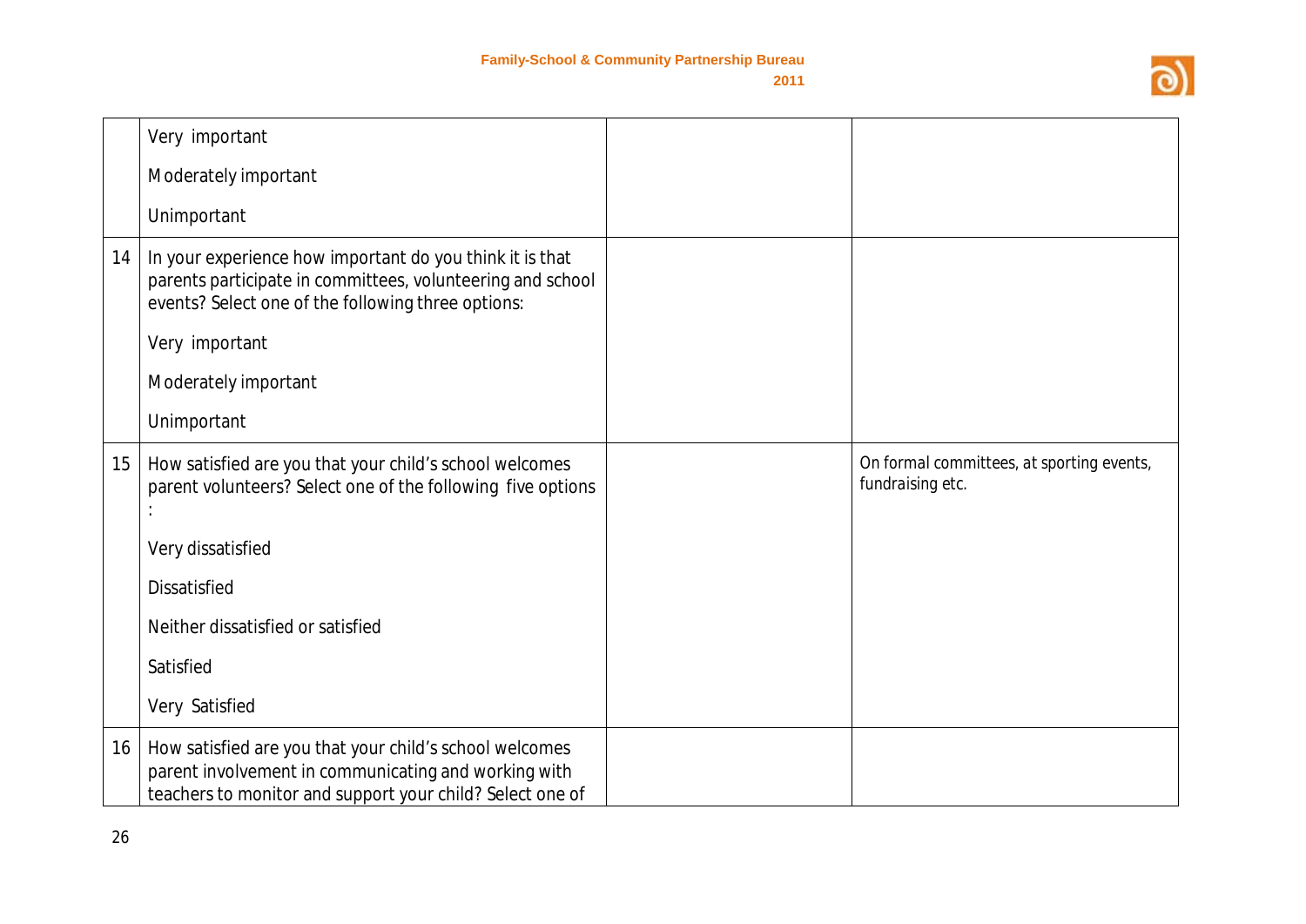|  |  |  |  |
|---|---|---|---|
|  | Very important<br><br>Moderately important<br><br>Unimportant |  |  |
| 14 | In your experience how important do you think it is that parents participate in committees, volunteering and school events? Select one of the following three options:<br><br>Very important<br><br>Moderately important<br><br>Unimportant |  |  |
| 15 | How satisfied are you that your child's school welcomes parent volunteers? Select one of the following five options :<br><br>Very dissatisfied<br><br>Dissatisfied<br><br>Neither dissatisfied or satisfied<br><br>Satisfied<br><br>Very Satisfied |  | On formal committees, at sporting events, fundraising etc. |
| 16 | How satisfied are you that your child's school welcomes parent involvement in communicating and working with teachers to monitor and support your child? Select one of |  |  |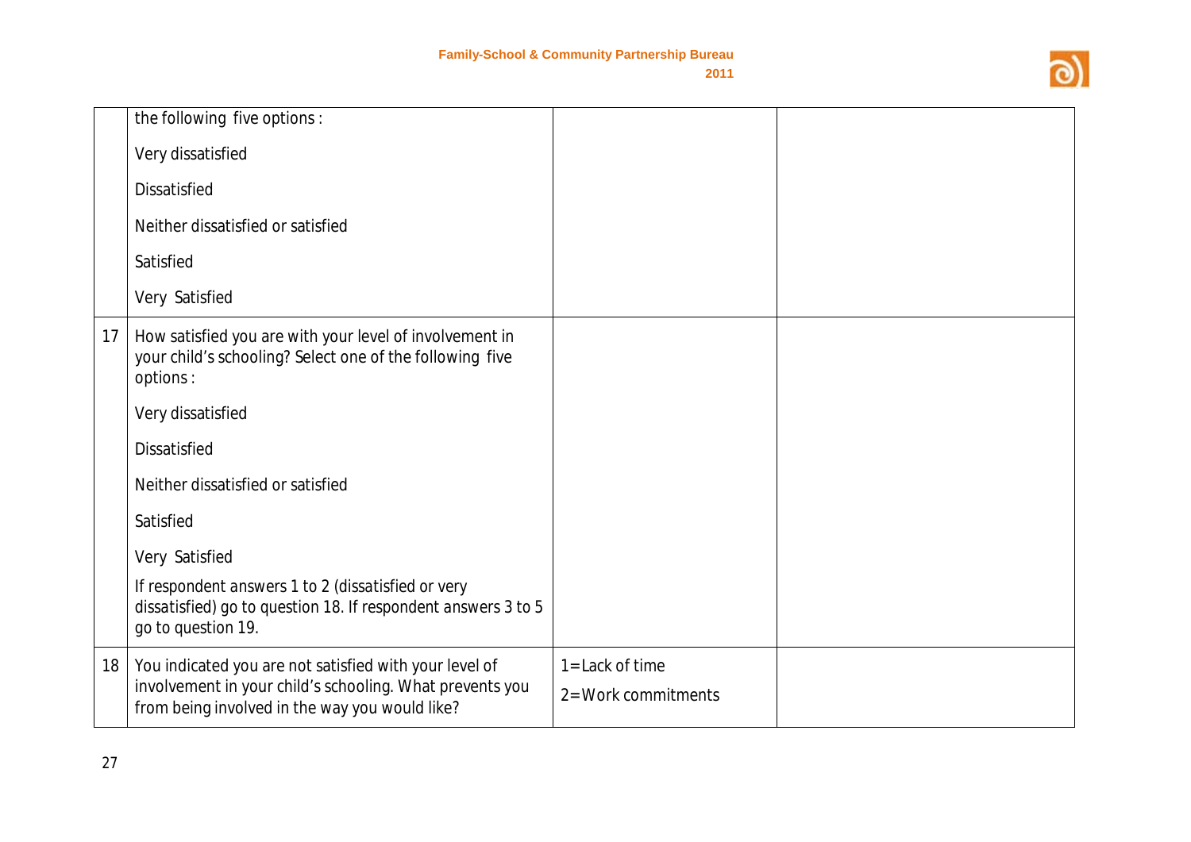|  |  |  |  |
|---|---|---|---|
|  | the following five options :<br><br>Very dissatisfied<br><br>Dissatisfied<br><br>Neither dissatisfied or satisfied<br><br>Satisfied<br><br>Very Satisfied |  |  |
| 17 | How satisfied you are with your level of involvement in your child's schooling? Select one of the following five options :<br><br>Very dissatisfied<br><br>Dissatisfied<br><br>Neither dissatisfied or satisfied<br><br>Satisfied<br><br>Very Satisfied<br><br>If respondent answers 1 to 2 (dissatisfied or very dissatisfied) go to question 18. If respondent answers 3 to 5 go to question 19. |  |  |
| 18 | You indicated you are not satisfied with your level of involvement in your child's schooling. What prevents you from being involved in the way you would like? | 1=Lack of time<br><br>2=Work commitments |  |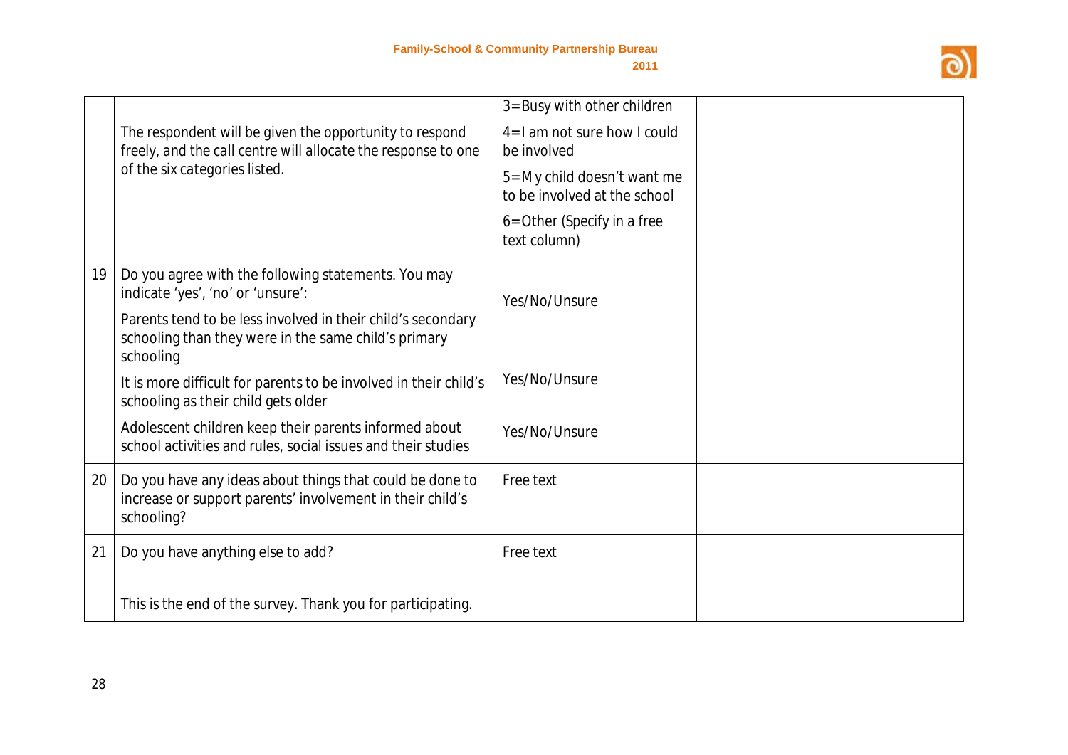| | | | |
|---|---|---|---|
| | The respondent will be given the opportunity to respond freely, and the call centre will allocate the response to one of the six categories listed. | 3=Busy with other children<br>4=I am not sure how I could be involved<br>5=My child doesn't want me to be involved at the school<br>6=Other (Specify in a free text column) | |
| 19 | Do you agree with the following statements. You may indicate 'yes', 'no' or 'unsure':<br>Parents tend to be less involved in their child's secondary schooling than they were in the same child's primary schooling | Yes/No/Unsure | |
| | It is more difficult for parents to be involved in their child's schooling as their child gets older | Yes/No/Unsure | |
| | Adolescent children keep their parents informed about school activities and rules, social issues and their studies | Yes/No/Unsure | |
| 20 | Do you have any ideas about things that could be done to increase or support parents' involvement in their child's schooling? | Free text | |
| 21 | Do you have anything else to add?<br><br>This is the end of the survey. Thank you for participating. | Free text | |